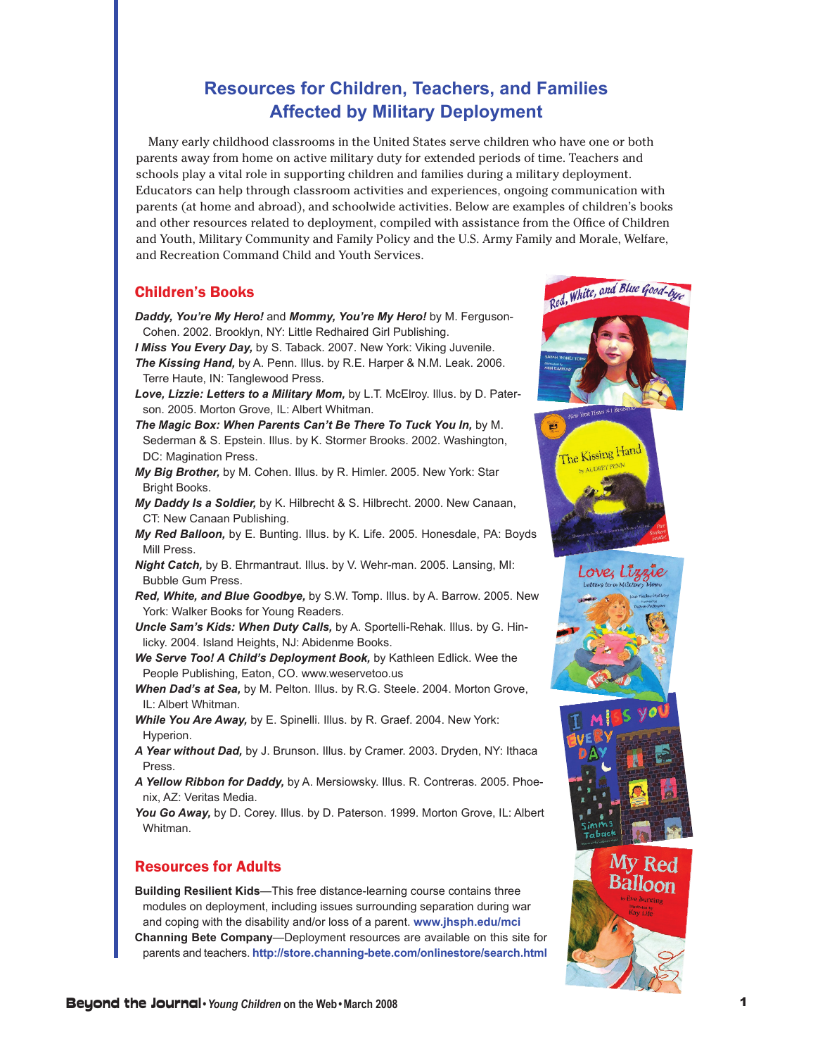# Resources for Children, Teachers, and Families Affected by Military Deployment

Many early childhood classrooms in the United States serve children who have one or both parents away from home on active military duty for extended periods of time. Teachers and schools play a vital role in supporting children and families during a military deployment. Educators can help through classroom activities and experiences, ongoing communication with parents (at home and abroad), and schoolwide activities. Below are examples of children's books and other resources related to deployment, compiled with assistance from the Office of Children and Youth, Military Community and Family Policy and the U.S. Army Family and Morale, Welfare, and Recreation Command Child and Youth Services.

## Children's Books

***Daddy, You're My Hero!*** and ***Mommy, You're My Hero!*** by M. Ferguson-Cohen. 2002. Brooklyn, NY: Little Redhaired Girl Publishing.

***I Miss You Every Day,*** by S. Taback. 2007. New York: Viking Juvenile.

***The Kissing Hand,*** by A. Penn. Illus. by R.E. Harper & N.M. Leak. 2006. Terre Haute, IN: Tanglewood Press.

***Love, Lizzie: Letters to a Military Mom,*** by L.T. McElroy. Illus. by D. Paterson. 2005. Morton Grove, IL: Albert Whitman.

***The Magic Box: When Parents Can't Be There To Tuck You In,*** by M. Sederman & S. Epstein. Illus. by K. Stormer Brooks. 2002. Washington, DC: Magination Press.

***My Big Brother,*** by M. Cohen. Illus. by R. Himler. 2005. New York: Star Bright Books.

***My Daddy Is a Soldier,*** by K. Hilbrecht & S. Hilbrecht. 2000. New Canaan, CT: New Canaan Publishing.

***My Red Balloon,*** by E. Bunting. Illus. by K. Life. 2005. Honesdale, PA: Boyds Mill Press.

***Night Catch,*** by B. Ehrmantraut. Illus. by V. Wehr-man. 2005. Lansing, MI: Bubble Gum Press.

***Red, White, and Blue Goodbye,*** by S.W. Tomp. Illus. by A. Barrow. 2005. New York: Walker Books for Young Readers.

***Uncle Sam's Kids: When Duty Calls,*** by A. Sportelli-Rehak. Illus. by G. Hinlicky. 2004. Island Heights, NJ: Abidenme Books.

***We Serve Too! A Child's Deployment Book,*** by Kathleen Edlick. Wee the People Publishing, Eaton, CO. www.weservetoo.us

***When Dad's at Sea,*** by M. Pelton. Illus. by R.G. Steele. 2004. Morton Grove, IL: Albert Whitman.

***While You Are Away,*** by E. Spinelli. Illus. by R. Graef. 2004. New York: Hyperion.

***A Year without Dad,*** by J. Brunson. Illus. by Cramer. 2003. Dryden, NY: Ithaca Press.

***A Yellow Ribbon for Daddy,*** by A. Mersiowsky. Illus. R. Contreras. 2005. Phoenix, AZ: Veritas Media.

***You Go Away,*** by D. Corey. Illus. by D. Paterson. 1999. Morton Grove, IL: Albert Whitman.

## Resources for Adults

**Building Resilient Kids**—This free distance-learning course contains three modules on deployment, including issues surrounding separation during war and coping with the disability and/or loss of a parent. **www.jhsph.edu/mci**

**Channing Bete Company**—Deployment resources are available on this site for parents and teachers. **http://store.channing-bete.com/onlinestore/search.html**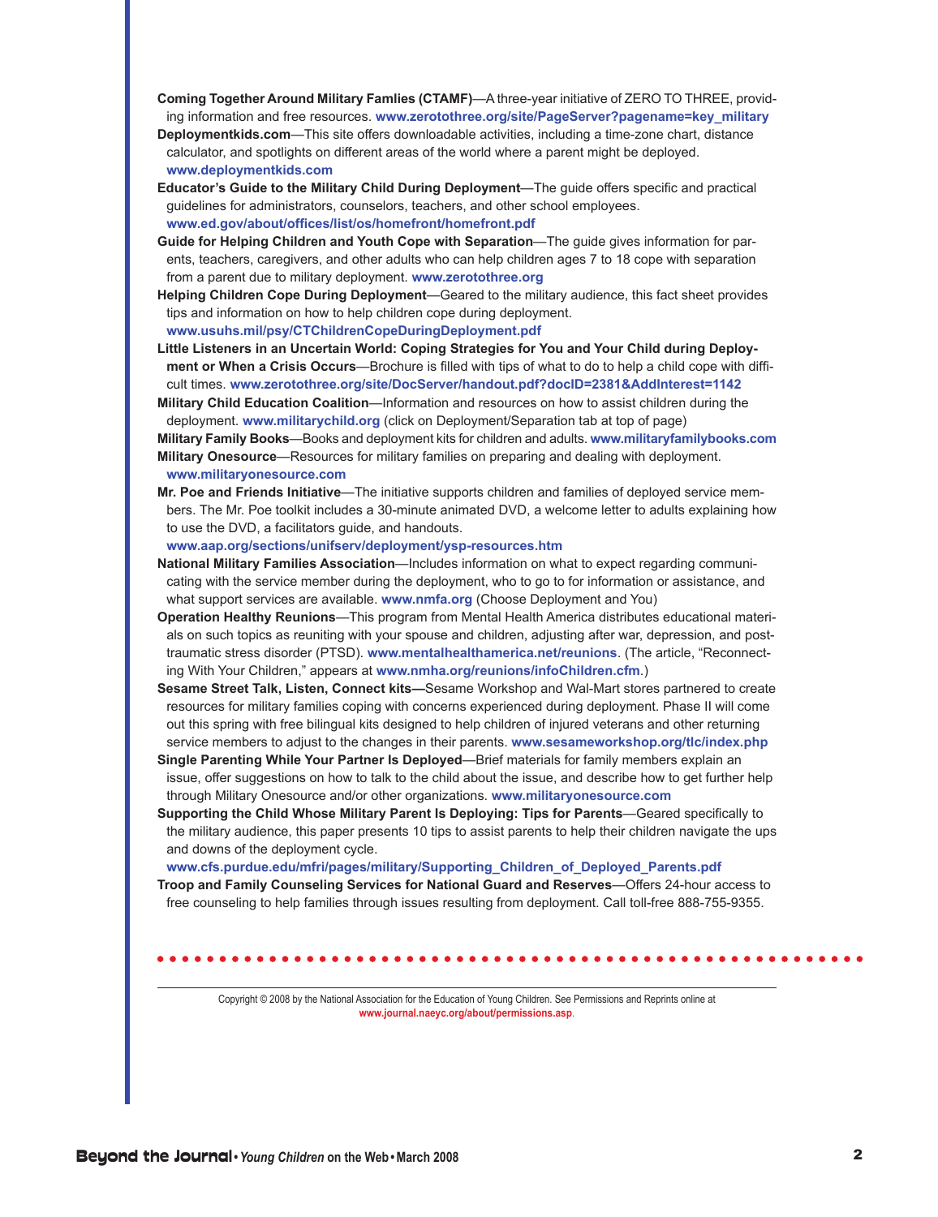**Coming Together Around Military Famlies (CTAMF)**—A three-year initiative of ZERO TO THREE, providing information and free resources. **www.zerotothree.org/site/PageServer?pagename=key_military**

**Deploymentkids.com**—This site offers downloadable activities, including a time-zone chart, distance calculator, and spotlights on different areas of the world where a parent might be deployed. **www.deploymentkids.com**

**Educator's Guide to the Military Child During Deployment**—The guide offers specific and practical guidelines for administrators, counselors, teachers, and other school employees. **www.ed.gov/about/offices/list/os/homefront/homefront.pdf**

**Guide for Helping Children and Youth Cope with Separation**—The guide gives information for parents, teachers, caregivers, and other adults who can help children ages 7 to 18 cope with separation from a parent due to military deployment. **www.zerotothree.org**

**Helping Children Cope During Deployment**—Geared to the military audience, this fact sheet provides tips and information on how to help children cope during deployment. **www.usuhs.mil/psy/CTChildrenCopeDuringDeployment.pdf**

**Little Listeners in an Uncertain World: Coping Strategies for You and Your Child during Deployment or When a Crisis Occurs**—Brochure is filled with tips of what to do to help a child cope with difficult times. **www.zerotothree.org/site/DocServer/handout.pdf?docID=2381&AddInterest=1142**

**Military Child Education Coalition**—Information and resources on how to assist children during the deployment. **www.militarychild.org** (click on Deployment/Separation tab at top of page)

**Military Family Books**—Books and deployment kits for children and adults. **www.militaryfamilybooks.com**

**Military Onesource**—Resources for military families on preparing and dealing with deployment. **www.militaryonesource.com**

**Mr. Poe and Friends Initiative**—The initiative supports children and families of deployed service members. The Mr. Poe toolkit includes a 30-minute animated DVD, a welcome letter to adults explaining how to use the DVD, a facilitators guide, and handouts. **www.aap.org/sections/unifserv/deployment/ysp-resources.htm**

**National Military Families Association**—Includes information on what to expect regarding communicating with the service member during the deployment, who to go to for information or assistance, and what support services are available. **www.nmfa.org** (Choose Deployment and You)

**Operation Healthy Reunions**—This program from Mental Health America distributes educational materials on such topics as reuniting with your spouse and children, adjusting after war, depression, and posttraumatic stress disorder (PTSD). **www.mentalhealthamerica.net/reunions**. (The article, "Reconnecting With Your Children," appears at **www.nmha.org/reunions/infoChildren.cfm**.)

**Sesame Street Talk, Listen, Connect kits—**Sesame Workshop and Wal-Mart stores partnered to create resources for military families coping with concerns experienced during deployment. Phase II will come out this spring with free bilingual kits designed to help children of injured veterans and other returning service members to adjust to the changes in their parents. **www.sesameworkshop.org/tlc/index.php**

**Single Parenting While Your Partner Is Deployed**—Brief materials for family members explain an issue, offer suggestions on how to talk to the child about the issue, and describe how to get further help through Military Onesource and/or other organizations. **www.militaryonesource.com**

**Supporting the Child Whose Military Parent Is Deploying: Tips for Parents**—Geared specifically to the military audience, this paper presents 10 tips to assist parents to help their children navigate the ups and downs of the deployment cycle. **www.cfs.purdue.edu/mfri/pages/military/Supporting_Children_of_Deployed_Parents.pdf**

**Troop and Family Counseling Services for National Guard and Reserves**—Offers 24-hour access to free counseling to help families through issues resulting from deployment. Call toll-free 888-755-9355.

---

Copyright © 2008 by the National Association for the Education of Young Children. See Permissions and Reprints online at **www.journal.naeyc.org/about/permissions.asp**.